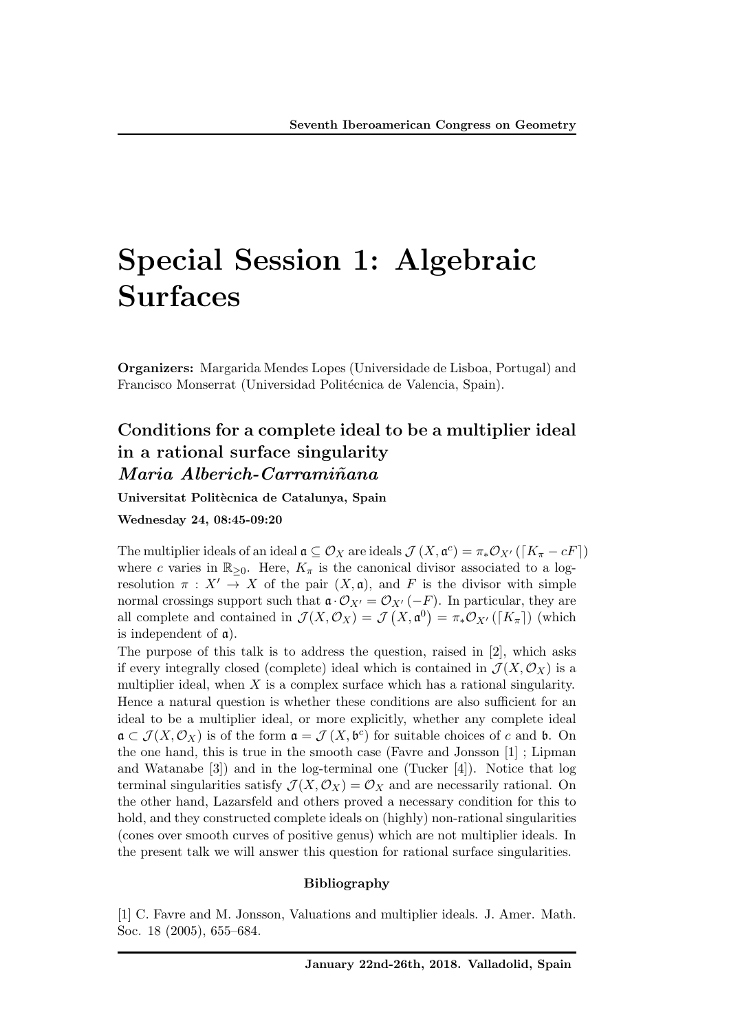# Special Session 1: Algebraic Surfaces

**Organizers:** Margarida Mendes Lopes (Universidade de Lisboa, Portugal) and Francisco Monserrat (Universidad Politécnica de Valencia, Spain).

## Conditions for a complete ideal to be a multiplier ideal in a rational surface singularity

### *Maria Alberich-Carramiñana*

**Universitat Politècnica de Catalunya, Spain**

**Wednesday 24, 08:45-09:20**

The multiplier ideals of an ideal $\mathfrak{a} \subseteq \mathcal{O}_X$ are ideals $\mathcal{J}(X, \mathfrak{a}^c) = \pi_* \mathcal{O}_{X'}(\lceil K_\pi - cF \rceil)$ where $c$ varies in $\mathbb{R}_{\geq 0}$. Here, $K_\pi$ is the canonical divisor associated to a log-resolution $\pi : X' \to X$ of the pair $(X, \mathfrak{a})$, and $F$ is the divisor with simple normal crossings support such that $\mathfrak{a} \cdot \mathcal{O}_{X'} = \mathcal{O}_{X'}(-F)$. In particular, they are all complete and contained in $\mathcal{J}(X, \mathcal{O}_X) = \mathcal{J}(X, \mathfrak{a}^0) = \pi_* \mathcal{O}_{X'}(\lceil K_\pi \rceil)$ (which is independent of $\mathfrak{a}$).

The purpose of this talk is to address the question, raised in [2], which asks if every integrally closed (complete) ideal which is contained in $\mathcal{J}(X, \mathcal{O}_X)$ is a multiplier ideal, when $X$ is a complex surface which has a rational singularity. Hence a natural question is whether these conditions are also sufficient for an ideal to be a multiplier ideal, or more explicitly, whether any complete ideal $\mathfrak{a} \subset \mathcal{J}(X, \mathcal{O}_X)$ is of the form $\mathfrak{a} = \mathcal{J}(X, \mathfrak{b}^c)$ for suitable choices of $c$ and $\mathfrak{b}$. On the one hand, this is true in the smooth case (Favre and Jonsson [1] ; Lipman and Watanabe [3]) and in the log-terminal one (Tucker [4]). Notice that log terminal singularities satisfy $\mathcal{J}(X, \mathcal{O}_X) = \mathcal{O}_X$ and are necessarily rational. On the other hand, Lazarsfeld and others proved a necessary condition for this to hold, and they constructed complete ideals on (highly) non-rational singularities (cones over smooth curves of positive genus) which are not multiplier ideals. In the present talk we will answer this question for rational surface singularities.

#### Bibliography

[1] C. Favre and M. Jonsson, Valuations and multiplier ideals. J. Amer. Math. Soc. 18 (2005), 655–684.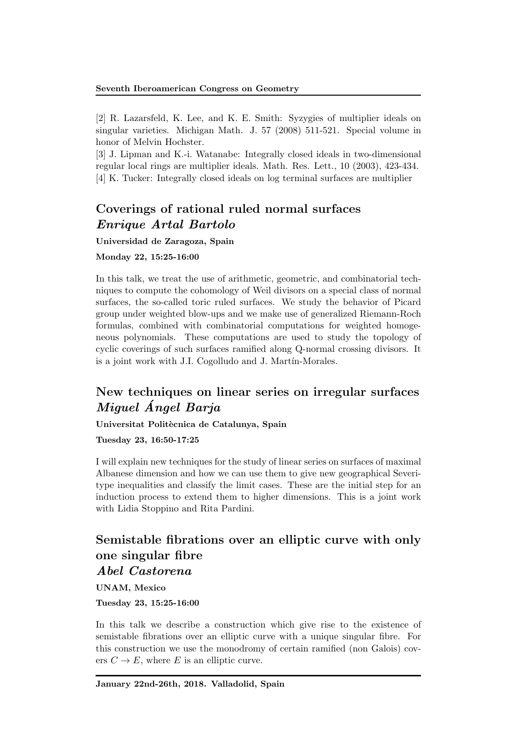[2] R. Lazarsfeld, K. Lee, and K. E. Smith: Syzygies of multiplier ideals on singular varieties. Michigan Math. J. 57 (2008) 511-521. Special volume in honor of Melvin Hochster.

[3] J. Lipman and K.-i. Watanabe: Integrally closed ideals in two-dimensional regular local rings are multiplier ideals. Math. Res. Lett., 10 (2003), 423-434.

[4] K. Tucker: Integrally closed ideals on log terminal surfaces are multiplier

## Coverings of rational ruled normal surfaces *Enrique Artal Bartolo*

**Universidad de Zaragoza, Spain**

**Monday 22, 15:25-16:00**

In this talk, we treat the use of arithmetic, geometric, and combinatorial techniques to compute the cohomology of Weil divisors on a special class of normal surfaces, the so-called toric ruled surfaces. We study the behavior of Picard group under weighted blow-ups and we make use of generalized Riemann-Roch formulas, combined with combinatorial computations for weighted homogeneous polynomials. These computations are used to study the topology of cyclic coverings of such surfaces ramified along Q-normal crossing divisors. It is a joint work with J.I. Cogolludo and J. Martín-Morales.

## New techniques on linear series on irregular surfaces *Miguel Ángel Barja*

**Universitat Politècnica de Catalunya, Spain**

**Tuesday 23, 16:50-17:25**

I will explain new techniques for the study of linear series on surfaces of maximal Albanese dimension and how we can use them to give new geographical Severi-type inequalities and classify the limit cases. These are the initial step for an induction process to extend them to higher dimensions. This is a joint work with Lidia Stoppino and Rita Pardini.

## Semistable fibrations over an elliptic curve with only one singular fibre *Abel Castorena*

**UNAM, Mexico**

**Tuesday 23, 15:25-16:00**

In this talk we describe a construction which give rise to the existence of semistable fibrations over an elliptic curve with a unique singular fibre. For this construction we use the monodromy of certain ramified (non Galois) covers $C \to E$, where $E$ is an elliptic curve.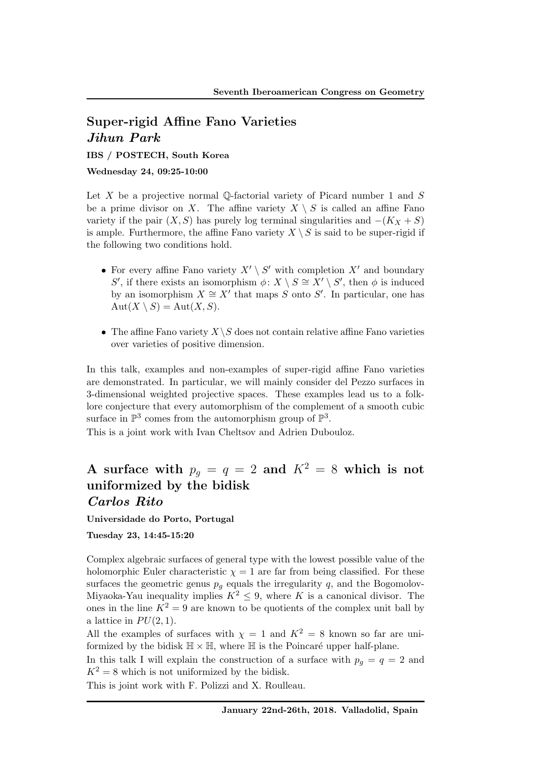## Super-rigid Affine Fano Varieties
### *Jihun Park*

**IBS / POSTECH, South Korea**

**Wednesday 24, 09:25-10:00**

Let $X$ be a projective normal $\mathbb{Q}$-factorial variety of Picard number 1 and $S$ be a prime divisor on $X$. The affine variety $X \setminus S$ is called an affine Fano variety if the pair $(X, S)$ has purely log terminal singularities and $-(K_X + S)$ is ample. Furthermore, the affine Fano variety $X \setminus S$ is said to be super-rigid if the following two conditions hold.

- For every affine Fano variety $X' \setminus S'$ with completion $X'$ and boundary $S'$, if there exists an isomorphism $\phi\colon X \setminus S \cong X' \setminus S'$, then $\phi$ is induced by an isomorphism $X \cong X'$ that maps $S$ onto $S'$. In particular, one has $\mathrm{Aut}(X \setminus S) = \mathrm{Aut}(X, S)$.
- The affine Fano variety $X \setminus S$ does not contain relative affine Fano varieties over varieties of positive dimension.

In this talk, examples and non-examples of super-rigid affine Fano varieties are demonstrated. In particular, we will mainly consider del Pezzo surfaces in 3-dimensional weighted projective spaces. These examples lead us to a folklore conjecture that every automorphism of the complement of a smooth cubic surface in $\mathbb{P}^3$ comes from the automorphism group of $\mathbb{P}^3$.

This is a joint work with Ivan Cheltsov and Adrien Dubouloz.

## A surface with $p_g = q = 2$ and $K^2 = 8$ which is not uniformized by the bidisk
### *Carlos Rito*

**Universidade do Porto, Portugal**

**Tuesday 23, 14:45-15:20**

Complex algebraic surfaces of general type with the lowest possible value of the holomorphic Euler characteristic $\chi = 1$ are far from being classified. For these surfaces the geometric genus $p_g$ equals the irregularity $q$, and the Bogomolov-Miyaoka-Yau inequality implies $K^2 \leq 9$, where $K$ is a canonical divisor. The ones in the line $K^2 = 9$ are known to be quotients of the complex unit ball by a lattice in $PU(2, 1)$.

All the examples of surfaces with $\chi = 1$ and $K^2 = 8$ known so far are uniformized by the bidisk $\mathbb{H} \times \mathbb{H}$, where $\mathbb{H}$ is the Poincaré upper half-plane.

In this talk I will explain the construction of a surface with $p_g = q = 2$ and $K^2 = 8$ which is not uniformized by the bidisk.

This is joint work with F. Polizzi and X. Roulleau.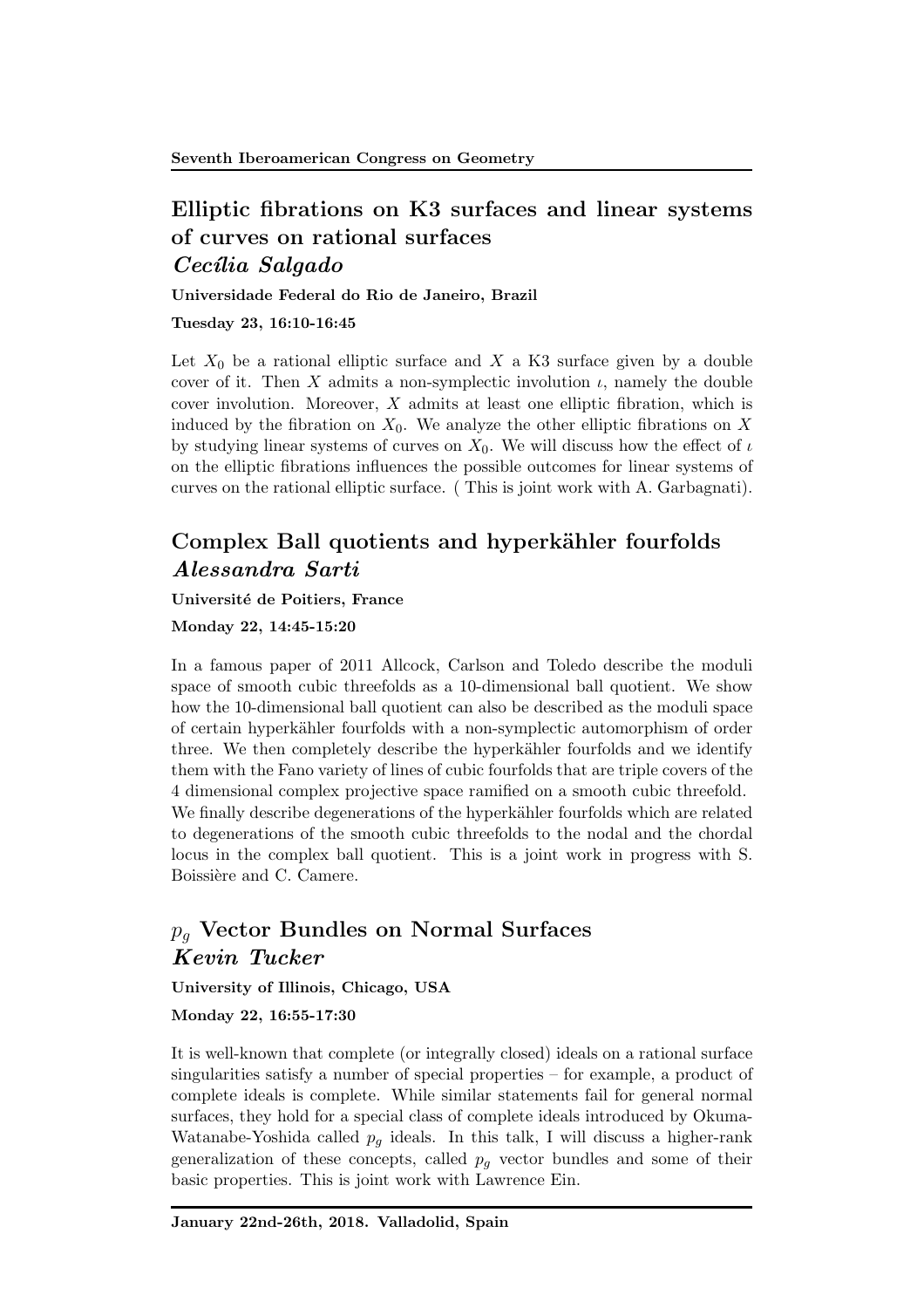## Elliptic fibrations on K3 surfaces and linear systems of curves on rational surfaces
### *Cecília Salgado*

**Universidade Federal do Rio de Janeiro, Brazil**

**Tuesday 23, 16:10-16:45**

Let $X_0$ be a rational elliptic surface and $X$ a K3 surface given by a double cover of it. Then $X$ admits a non-symplectic involution $\iota$, namely the double cover involution. Moreover, $X$ admits at least one elliptic fibration, which is induced by the fibration on $X_0$. We analyze the other elliptic fibrations on $X$ by studying linear systems of curves on $X_0$. We will discuss how the effect of $\iota$ on the elliptic fibrations influences the possible outcomes for linear systems of curves on the rational elliptic surface. ( This is joint work with A. Garbagnati).

## Complex Ball quotients and hyperkähler fourfolds
### *Alessandra Sarti*

**Université de Poitiers, France**

**Monday 22, 14:45-15:20**

In a famous paper of 2011 Allcock, Carlson and Toledo describe the moduli space of smooth cubic threefolds as a 10-dimensional ball quotient. We show how the 10-dimensional ball quotient can also be described as the moduli space of certain hyperkähler fourfolds with a non-symplectic automorphism of order three. We then completely describe the hyperkähler fourfolds and we identify them with the Fano variety of lines of cubic fourfolds that are triple covers of the 4 dimensional complex projective space ramified on a smooth cubic threefold. We finally describe degenerations of the hyperkähler fourfolds which are related to degenerations of the smooth cubic threefolds to the nodal and the chordal locus in the complex ball quotient. This is a joint work in progress with S. Boissière and C. Camere.

## $p_g$ Vector Bundles on Normal Surfaces
### *Kevin Tucker*

**University of Illinois, Chicago, USA**

**Monday 22, 16:55-17:30**

It is well-known that complete (or integrally closed) ideals on a rational surface singularities satisfy a number of special properties – for example, a product of complete ideals is complete. While similar statements fail for general normal surfaces, they hold for a special class of complete ideals introduced by Okuma-Watanabe-Yoshida called $p_g$ ideals. In this talk, I will discuss a higher-rank generalization of these concepts, called $p_g$ vector bundles and some of their basic properties. This is joint work with Lawrence Ein.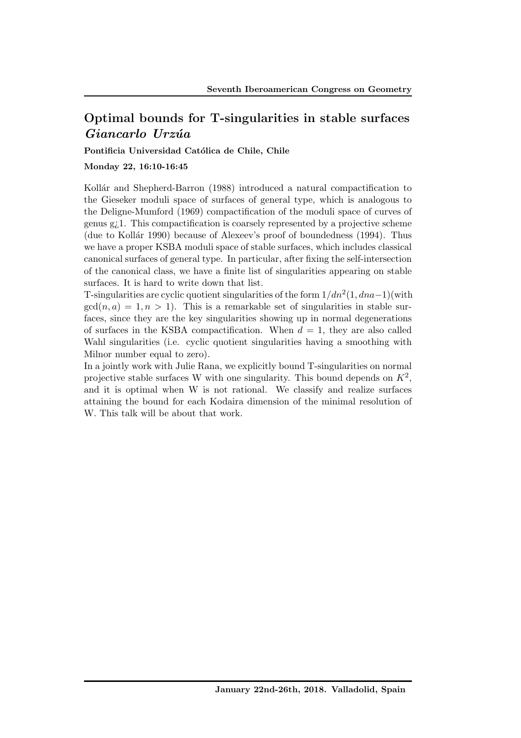## Optimal bounds for T-singularities in stable surfaces
### *Giancarlo Urzúa*

**Pontificia Universidad Católica de Chile, Chile**

**Monday 22, 16:10-16:45**

Kollár and Shepherd-Barron (1988) introduced a natural compactification to the Gieseker moduli space of surfaces of general type, which is analogous to the Deligne-Mumford (1969) compactification of the moduli space of curves of genus g¿1. This compactification is coarsely represented by a projective scheme (due to Kollár 1990) because of Alexeev's proof of boundedness (1994). Thus we have a proper KSBA moduli space of stable surfaces, which includes classical canonical surfaces of general type. In particular, after fixing the self-intersection of the canonical class, we have a finite list of singularities appearing on stable surfaces. It is hard to write down that list.

T-singularities are cyclic quotient singularities of the form $1/dn^2(1, dna-1)$(with $\gcd(n, a) = 1, n > 1$). This is a remarkable set of singularities in stable surfaces, since they are the key singularities showing up in normal degenerations of surfaces in the KSBA compactification. When $d = 1$, they are also called Wahl singularities (i.e. cyclic quotient singularities having a smoothing with Milnor number equal to zero).

In a jointly work with Julie Rana, we explicitly bound T-singularities on normal projective stable surfaces W with one singularity. This bound depends on $K^2$, and it is optimal when W is not rational. We classify and realize surfaces attaining the bound for each Kodaira dimension of the minimal resolution of W. This talk will be about that work.